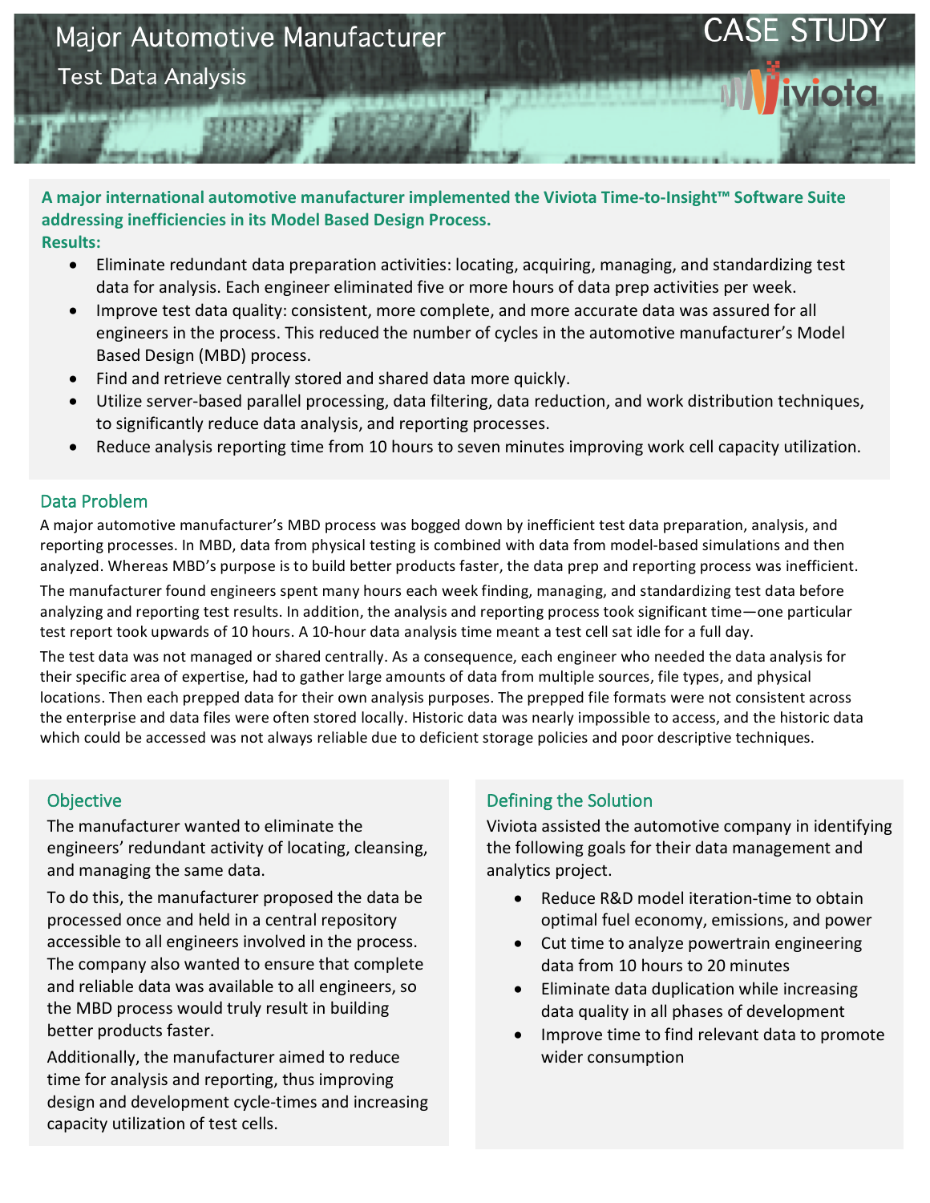# Major Automotive Manufacturer

## Test Data Analysis

CASE STUDY

Viviota

**A major international automotive manufacturer implemented the Viviota Time-to-Insight™ Software Suite addressing inefficiencies in its Model Based Design Process.**

**Results:**

- Eliminate redundant data preparation activities: locating, acquiring, managing, and standardizing test data for analysis. Each engineer eliminated five or more hours of data prep activities per week.
- Improve test data quality: consistent, more complete, and more accurate data was assured for all engineers in the process. This reduced the number of cycles in the automotive manufacturer's Model Based Design (MBD) process.
- Find and retrieve centrally stored and shared data more quickly.
- Utilize server-based parallel processing, data filtering, data reduction, and work distribution techniques, to significantly reduce data analysis, and reporting processes.
- Reduce analysis reporting time from 10 hours to seven minutes improving work cell capacity utilization.

## Data Problem

A major automotive manufacturer's MBD process was bogged down by inefficient test data preparation, analysis, and reporting processes. In MBD, data from physical testing is combined with data from model-based simulations and then analyzed. Whereas MBD's purpose is to build better products faster, the data prep and reporting process was inefficient.

The manufacturer found engineers spent many hours each week finding, managing, and standardizing test data before analyzing and reporting test results. In addition, the analysis and reporting process took significant time—one particular test report took upwards of 10 hours. A 10-hour data analysis time meant a test cell sat idle for a full day.

The test data was not managed or shared centrally. As a consequence, each engineer who needed the data analysis for their specific area of expertise, had to gather large amounts of data from multiple sources, file types, and physical locations. Then each prepped data for their own analysis purposes. The prepped file formats were not consistent across the enterprise and data files were often stored locally. Historic data was nearly impossible to access, and the historic data which could be accessed was not always reliable due to deficient storage policies and poor descriptive techniques.

## Objective

The manufacturer wanted to eliminate the engineers' redundant activity of locating, cleansing, and managing the same data.

To do this, the manufacturer proposed the data be processed once and held in a central repository accessible to all engineers involved in the process. The company also wanted to ensure that complete and reliable data was available to all engineers, so the MBD process would truly result in building better products faster.

Additionally, the manufacturer aimed to reduce time for analysis and reporting, thus improving design and development cycle-times and increasing capacity utilization of test cells.

## Defining the Solution

Viviota assisted the automotive company in identifying the following goals for their data management and analytics project.

- Reduce R&D model iteration-time to obtain optimal fuel economy, emissions, and power
- Cut time to analyze powertrain engineering data from 10 hours to 20 minutes
- Eliminate data duplication while increasing data quality in all phases of development
- Improve time to find relevant data to promote wider consumption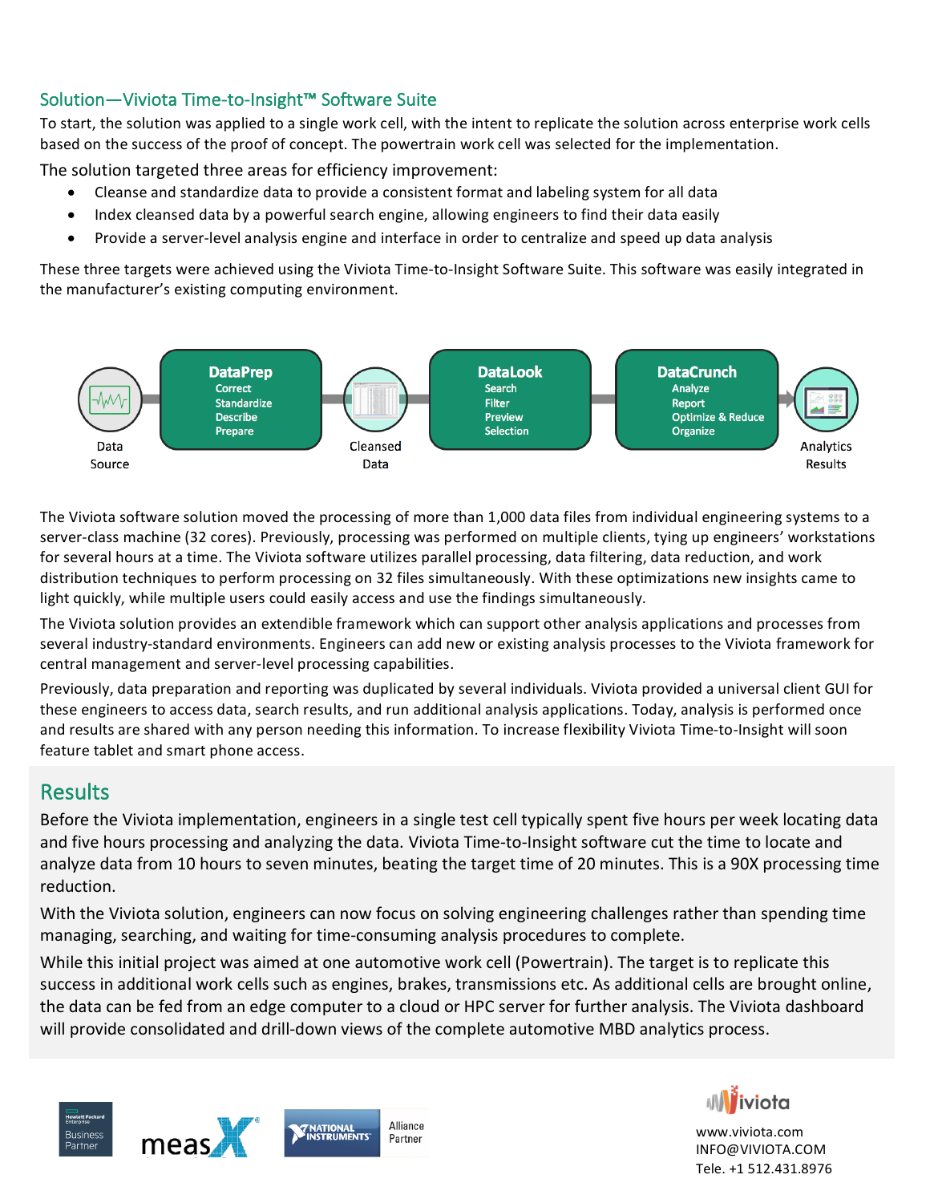## Solution—Viviota Time-to-Insight™ Software Suite

To start, the solution was applied to a single work cell, with the intent to replicate the solution across enterprise work cells based on the success of the proof of concept. The powertrain work cell was selected for the implementation.

The solution targeted three areas for efficiency improvement:

- Cleanse and standardize data to provide a consistent format and labeling system for all data
- Index cleansed data by a powerful search engine, allowing engineers to find their data easily
- Provide a server-level analysis engine and interface in order to centralize and speed up data analysis

These three targets were achieved using the Viviota Time-to-Insight Software Suite. This software was easily integrated in the manufacturer's existing computing environment.

Data Source

**DataPrep**
Correct
Standardize
Describe
Prepare

Cleansed Data

**DataLook**
Search
Filter
Preview
Selection

**DataCrunch**
Analyze
Report
Optimize & Reduce
Organize

Analytics Results

The Viviota software solution moved the processing of more than 1,000 data files from individual engineering systems to a server-class machine (32 cores). Previously, processing was performed on multiple clients, tying up engineers' workstations for several hours at a time. The Viviota software utilizes parallel processing, data filtering, data reduction, and work distribution techniques to perform processing on 32 files simultaneously. With these optimizations new insights came to light quickly, while multiple users could easily access and use the findings simultaneously.

The Viviota solution provides an extendible framework which can support other analysis applications and processes from several industry-standard environments. Engineers can add new or existing analysis processes to the Viviota framework for central management and server-level processing capabilities.

Previously, data preparation and reporting was duplicated by several individuals. Viviota provided a universal client GUI for these engineers to access data, search results, and run additional analysis applications. Today, analysis is performed once and results are shared with any person needing this information. To increase flexibility Viviota Time-to-Insight will soon feature tablet and smart phone access.

## Results

Before the Viviota implementation, engineers in a single test cell typically spent five hours per week locating data and five hours processing and analyzing the data. Viviota Time-to-Insight software cut the time to locate and analyze data from 10 hours to seven minutes, beating the target time of 20 minutes. This is a 90X processing time reduction.

With the Viviota solution, engineers can now focus on solving engineering challenges rather than spending time managing, searching, and waiting for time-consuming analysis procedures to complete.

While this initial project was aimed at one automotive work cell (Powertrain). The target is to replicate this success in additional work cells such as engines, brakes, transmissions etc. As additional cells are brought online, the data can be fed from an edge computer to a cloud or HPC server for further analysis. The Viviota dashboard will provide consolidated and drill-down views of the complete automotive MBD analytics process.

Hewlett Packard Enterprise Business Partner

measX

National Instruments Alliance Partner

Viviota
www.viviota.com
INFO@VIVIOTA.COM
Tele. +1 512.431.8976